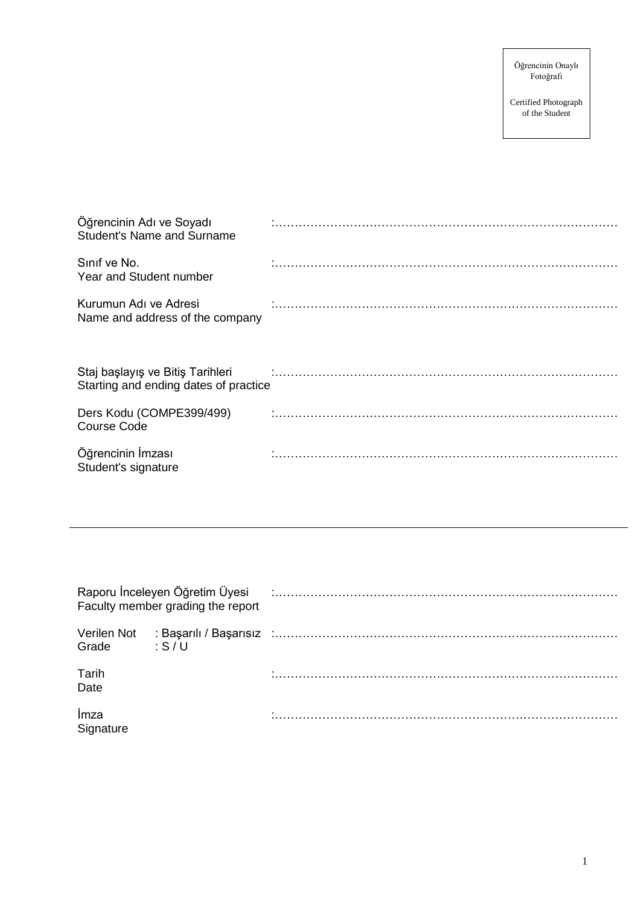Öğrencinin Onaylı Fotoğrafı

Certified Photograph of the Student

| | |
|---|---|
| Öğrencinin Adı ve Soyadı<br>Student's Name and Surname | :…………………………………………………………………………… |
| Sınıf ve No.<br>Year and Student number | :…………………………………………………………………………… |
| Kurumun Adı ve Adresi<br>Name and address of the company | :…………………………………………………………………………… |
| Staj başlayış ve Bitiş Tarihleri<br>Starting and ending dates of practice | :…………………………………………………………………………… |
| Ders Kodu (COMPE399/499)<br>Course Code | :…………………………………………………………………………… |
| Öğrencinin İmzası<br>Student's signature | :…………………………………………………………………………… |

---

| | |
|---|---|
| Raporu İnceleyen Öğretim Üyesi<br>Faculty member grading the report | :…………………………………………………………………………… |
| Verilen Not : Başarılı / Başarısız<br>Grade : S / U | :…………………………………………………………………………… |
| Tarih<br>Date | :…………………………………………………………………………… |
| İmza<br>Signature | :…………………………………………………………………………… |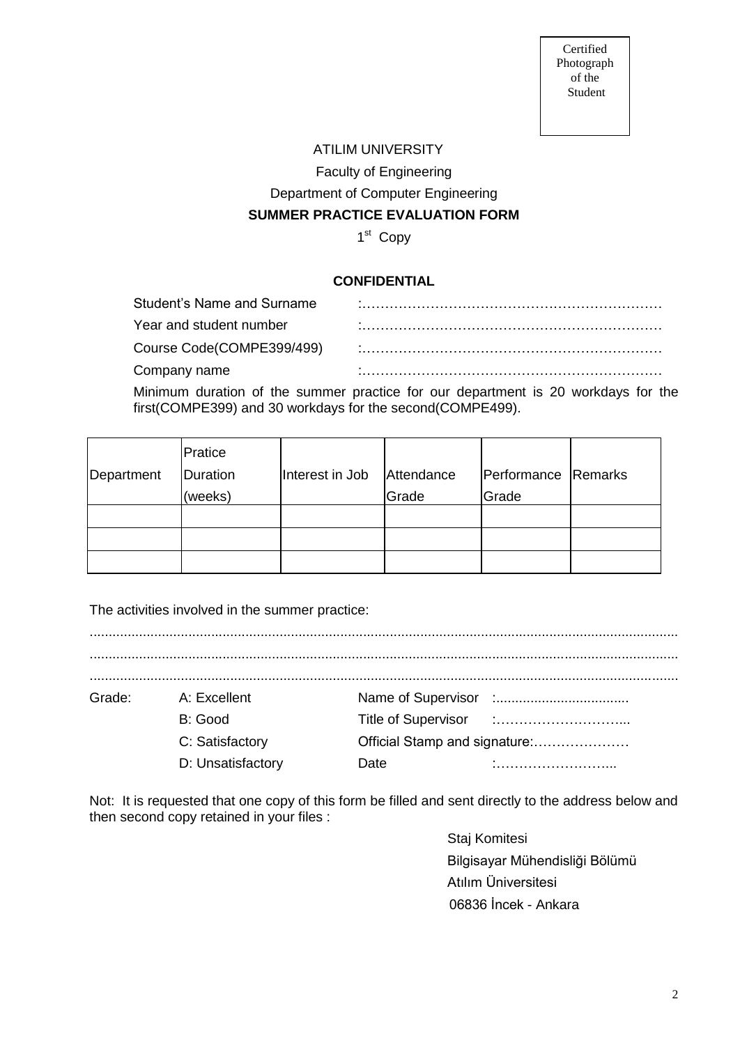Certified Photograph of the Student

ATILIM UNIVERSITY

Faculty of Engineering

Department of Computer Engineering

**SUMMER PRACTICE EVALUATION FORM**

1st Copy

**CONFIDENTIAL**

Student's Name and Surname :…………………………………………………………

Year and student number :…………………………………………………………

Course Code(COMPE399/499) :…………………………………………………………

Company name :…………………………………………………………

Minimum duration of the summer practice for our department is 20 workdays for the first(COMPE399) and 30 workdays for the second(COMPE499).

| Department | Pratice Duration (weeks) | Interest in Job | Attendance Grade | Performance Grade | Remarks |
|---|---|---|---|---|---|
| | | | | | |
| | | | | | |
| | | | | | |

The activities involved in the summer practice:

...........................................................................................................................................................

...........................................................................................................................................................

...........................................................................................................................................................

Grade:
- A: Excellent
- B: Good
- C: Satisfactory
- D: Unsatisfactory

Name of Supervisor :..................................

Title of Supervisor :………………………...

Official Stamp and signature:…………………

Date :……………………...

Not: It is requested that one copy of this form be filled and sent directly to the address below and then second copy retained in your files :

Staj Komitesi
Bilgisayar Mühendisliği Bölümü
Atılım Üniversitesi
06836 İncek - Ankara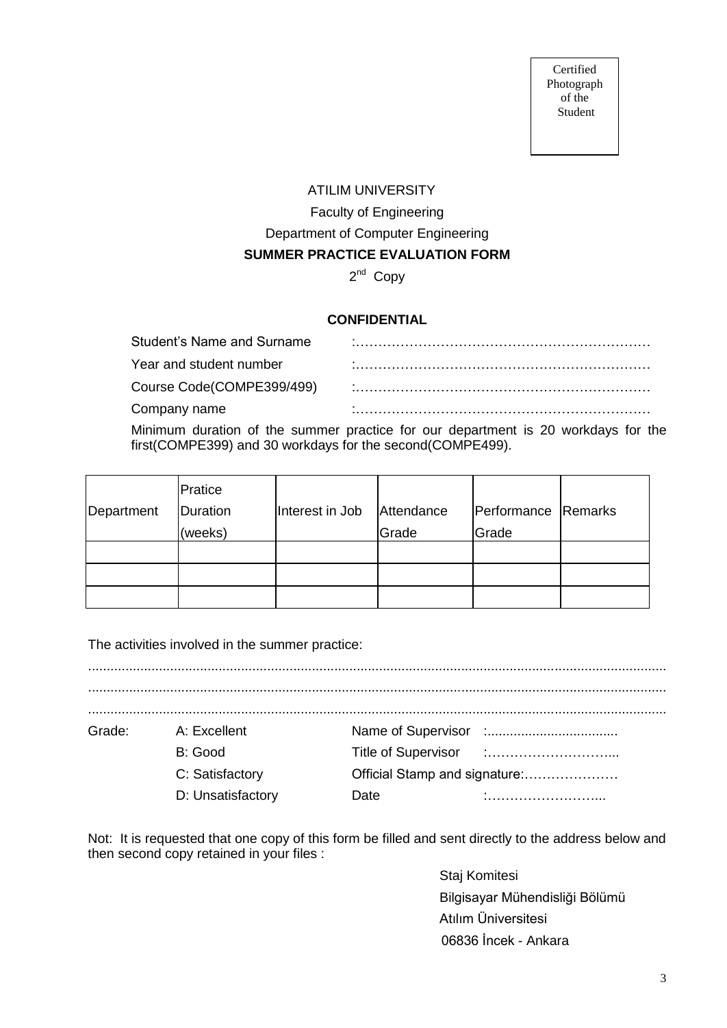Certified Photograph of the Student

ATILIM UNIVERSITY

Faculty of Engineering

Department of Computer Engineering

**SUMMER PRACTICE EVALUATION FORM**

2nd Copy

**CONFIDENTIAL**

Student's Name and Surname :…………………………………………………………

Year and student number :…………………………………………………………

Course Code(COMPE399/499) :…………………………………………………………

Company name :…………………………………………………………

Minimum duration of the summer practice for our department is 20 workdays for the first(COMPE399) and 30 workdays for the second(COMPE499).

| Department | Pratice Duration (weeks) | Interest in Job | Attendance Grade | Performance Grade | Remarks |
|---|---|---|---|---|---|
| | | | | | |
| | | | | | |
| | | | | | |

The activities involved in the summer practice:

..........................................................................................................................................................

..........................................................................................................................................................

..........................................................................................................................................................

| Grade: | | | |
|---|---|---|---|
| | A: Excellent | Name of Supervisor | :.................................. |
| | B: Good | Title of Supervisor | :………………………... |
| | C: Satisfactory | Official Stamp and signature: | ………………… |
| | D: Unsatisfactory | Date | :……………………... |

Not: It is requested that one copy of this form be filled and sent directly to the address below and then second copy retained in your files :

Staj Komitesi
Bilgisayar Mühendisliği Bölümü
Atılım Üniversitesi
06836 İncek - Ankara